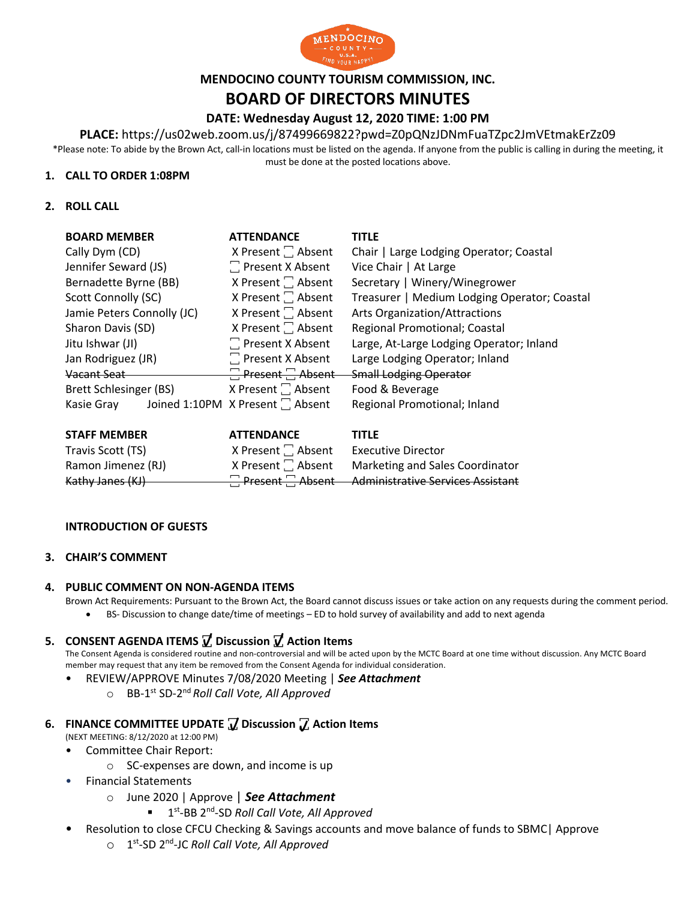# MENDOCINO COUNTY TOURISM COMMISSION, INC.

# BOARD OF DIRECTORS MINUTES

## DATE: Wednesday August 12, 2020 TIME: 1:00 PM

**PLACE:** https://us02web.zoom.us/j/87499669822?pwd=Z0pQNzJDNmFuaTZpc2JmVEtmakErZz09

*Please note: To abide by the Brown Act, call-in locations must be listed on the agenda. If anyone from the public is calling in during the meeting, it must be done at the posted locations above.

1. **CALL TO ORDER 1:08PM**

2. **ROLL CALL**

| BOARD MEMBER | ATTENDANCE | TITLE |
|---|---|---|
| Cally Dym (CD) | X Present ☐ Absent | Chair \| Large Lodging Operator; Coastal |
| Jennifer Seward (JS) | ☐ Present X Absent | Vice Chair \| At Large |
| Bernadette Byrne (BB) | X Present ☐ Absent | Secretary \| Winery/Winegrower |
| Scott Connolly (SC) | X Present ☐ Absent | Treasurer \| Medium Lodging Operator; Coastal |
| Jamie Peters Connolly (JC) | X Present ☐ Absent | Arts Organization/Attractions |
| Sharon Davis (SD) | X Present ☐ Absent | Regional Promotional; Coastal |
| Jitu Ishwar (JI) | ☐ Present X Absent | Large, At-Large Lodging Operator; Inland |
| Jan Rodriguez (JR) | ☐ Present X Absent | Large Lodging Operator; Inland |
| ~~Vacant Seat~~ | ~~☐ Present ☐ Absent~~ | ~~Small Lodging Operator~~ |
| Brett Schlesinger (BS) | X Present ☐ Absent | Food & Beverage |
| Kasie Gray Joined 1:10PM | X Present ☐ Absent | Regional Promotional; Inland |

| STAFF MEMBER | ATTENDANCE | TITLE |
|---|---|---|
| Travis Scott (TS) | X Present ☐ Absent | Executive Director |
| Ramon Jimenez (RJ) | X Present ☐ Absent | Marketing and Sales Coordinator |
| ~~Kathy Janes (KJ)~~ | ~~☐ Present ☐ Absent~~ | ~~Administrative Services Assistant~~ |

**INTRODUCTION OF GUESTS**

3. **CHAIR'S COMMENT**

4. **PUBLIC COMMENT ON NON-AGENDA ITEMS**

   Brown Act Requirements: Pursuant to the Brown Act, the Board cannot discuss issues or take action on any requests during the comment period.
   - BS- Discussion to change date/time of meetings – ED to hold survey of availability and add to next agenda

5. **CONSENT AGENDA ITEMS ☑ Discussion ☑ Action Items**

   The Consent Agenda is considered routine and non-controversial and will be acted upon by the MCTC Board at one time without discussion. Any MCTC Board member may request that any item be removed from the Consent Agenda for individual consideration.
   - REVIEW/APPROVE Minutes 7/08/2020 Meeting | ***See Attachment***
     - BB-1st SD-2nd *Roll Call Vote, All Approved*

6. **FINANCE COMMITTEE UPDATE ☑ Discussion ☑ Action Items**

   (NEXT MEETING: 8/12/2020 at 12:00 PM)
   - Committee Chair Report:
     - SC-expenses are down, and income is up
   - Financial Statements
     - June 2020 | Approve | ***See Attachment***
       - 1st-BB 2nd-SD *Roll Call Vote, All Approved*
   - Resolution to close CFCU Checking & Savings accounts and move balance of funds to SBMC| Approve
     - 1st-SD 2nd-JC *Roll Call Vote, All Approved*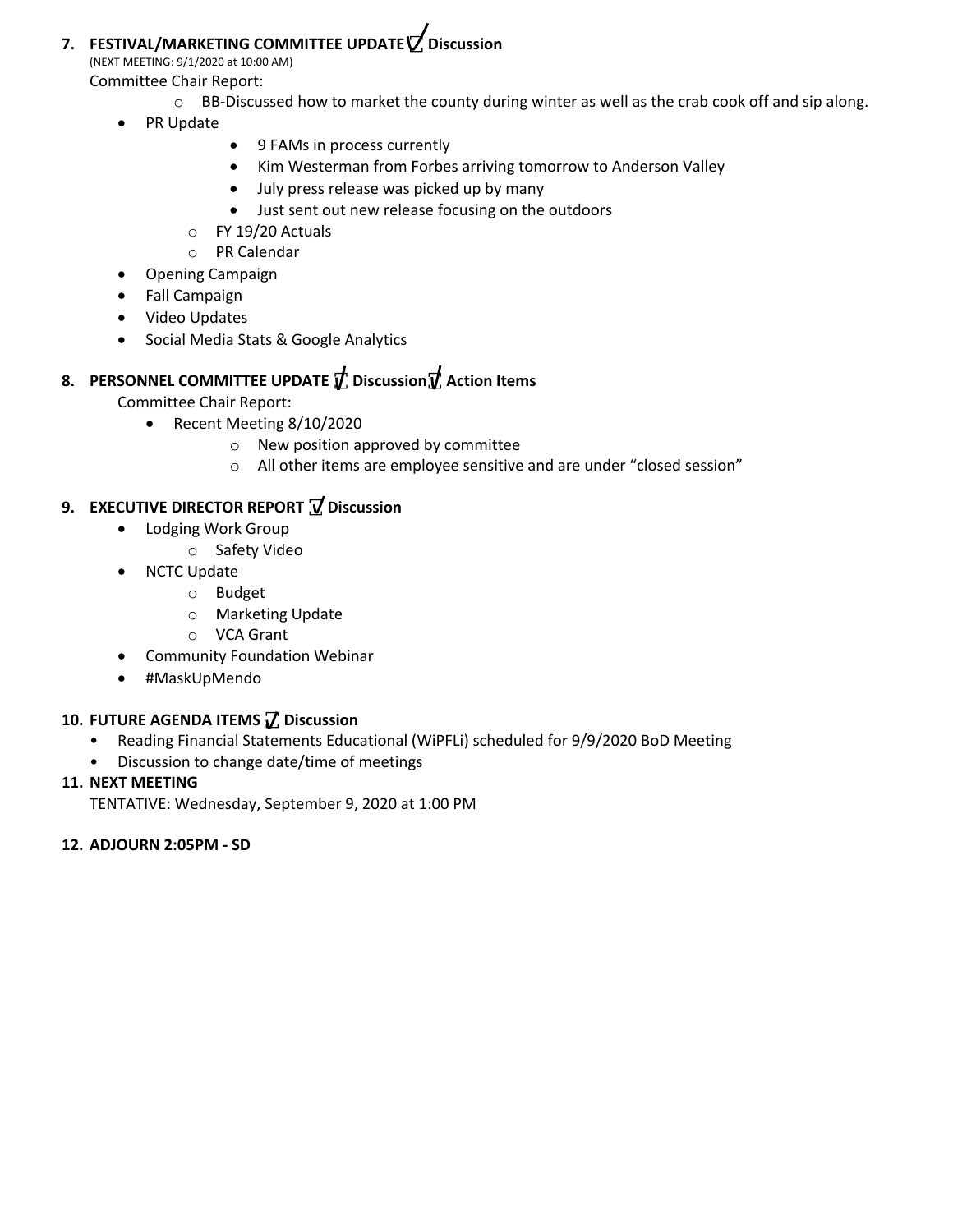**7. FESTIVAL/MARKETING COMMITTEE UPDATE ☑ Discussion**

(NEXT MEETING: 9/1/2020 at 10:00 AM)

Committee Chair Report:

- BB-Discussed how to market the county during winter as well as the crab cook off and sip along.
- PR Update
    - 9 FAMs in process currently
    - Kim Westerman from Forbes arriving tomorrow to Anderson Valley
    - July press release was picked up by many
    - Just sent out new release focusing on the outdoors
    - FY 19/20 Actuals
    - PR Calendar
- Opening Campaign
- Fall Campaign
- Video Updates
- Social Media Stats & Google Analytics

**8. PERSONNEL COMMITTEE UPDATE ☑ Discussion ☑ Action Items**

Committee Chair Report:

- Recent Meeting 8/10/2020
    - New position approved by committee
    - All other items are employee sensitive and are under "closed session"

**9. EXECUTIVE DIRECTOR REPORT ☑ Discussion**

- Lodging Work Group
    - Safety Video
- NCTC Update
    - Budget
    - Marketing Update
    - VCA Grant
- Community Foundation Webinar
- #MaskUpMendo

**10. FUTURE AGENDA ITEMS ☑ Discussion**

- Reading Financial Statements Educational (WiPFLi) scheduled for 9/9/2020 BoD Meeting
- Discussion to change date/time of meetings

**11. NEXT MEETING**

TENTATIVE: Wednesday, September 9, 2020 at 1:00 PM

**12. ADJOURN 2:05PM - SD**